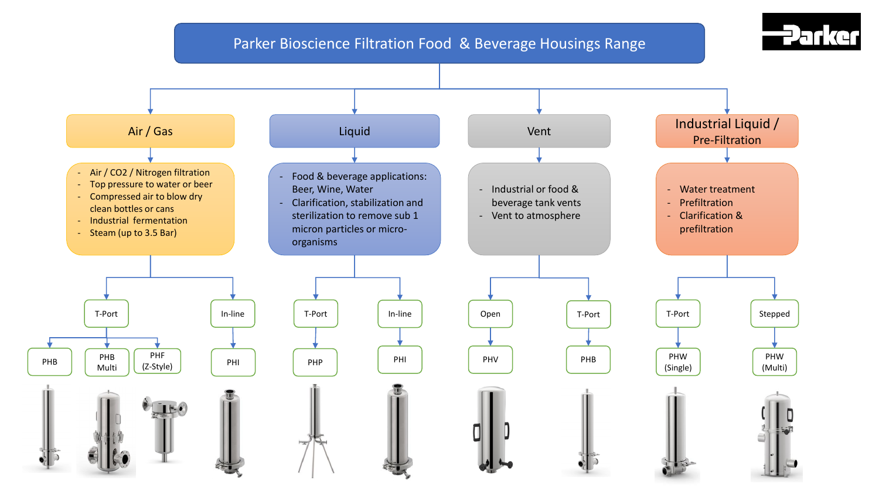# Parker Bioscience Filtration Food & Beverage Housings Range

Parker

## Air / Gas

- Air / $CO_2$ / Nitrogen filtration
- Top pressure to water or beer
- Compressed air to blow dry clean bottles or cans
- Industrial fermentation
- Steam (up to 3.5 Bar)

T-Port: PHB, PHB Multi, PHF (Z-Style)

In-line: PHI

## Liquid

- Food & beverage applications: Beer, Wine, Water
- Clarification, stabilization and sterilization to remove sub 1 micron particles or micro-organisms

T-Port: PHP

In-line: PHI

## Vent

- Industrial or food & beverage tank vents
- Vent to atmosphere

Open: PHV

T-Port: PHB

## Industrial Liquid / Pre-Filtration

- Water treatment
- Prefiltration
- Clarification & prefiltration

T-Port: PHW (Single)

Stepped: PHW (Multi)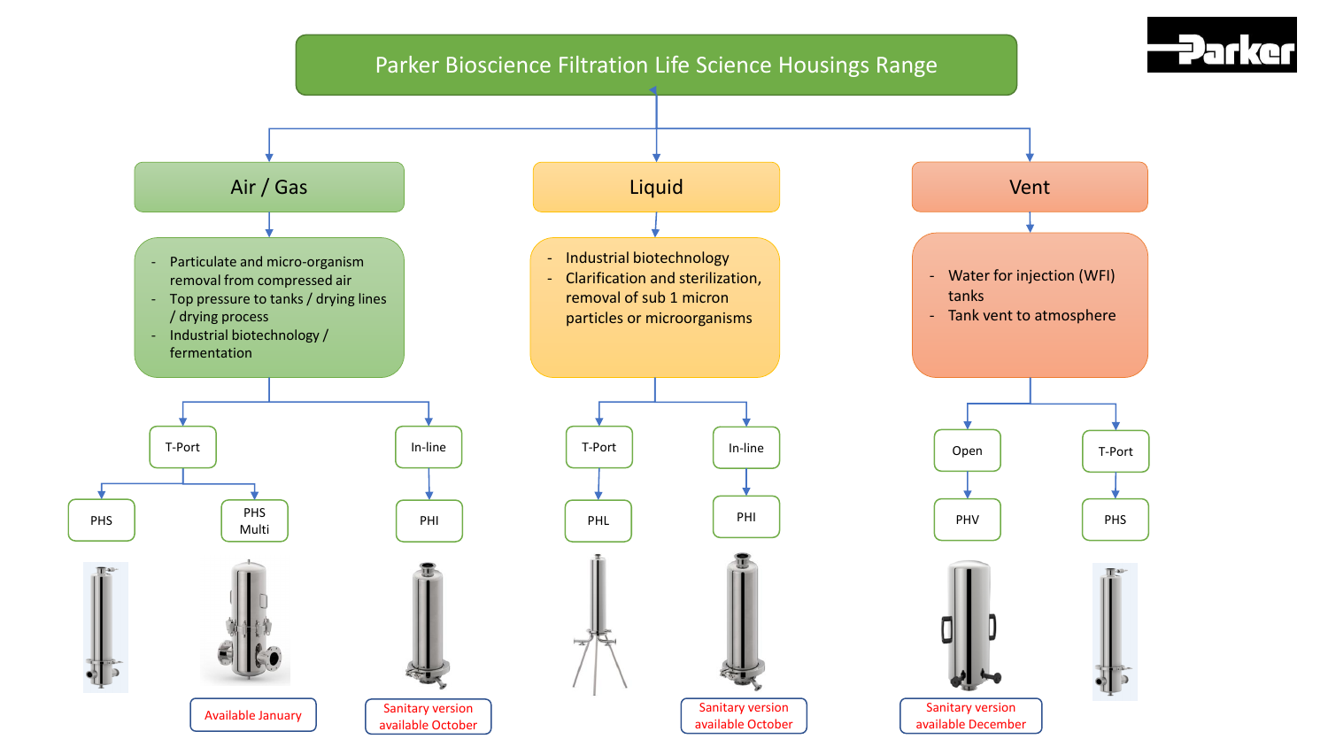# Parker Bioscience Filtration Life Science Housings Range

## Air / Gas

- Particulate and micro-organism removal from compressed air
- Top pressure to tanks / drying lines / drying process
- Industrial biotechnology / fermentation

T-Port

- PHS
- PHS Multi — Available January

In-line

- PHI — Sanitary version available October

## Liquid

- Industrial biotechnology
- Clarification and sterilization, removal of sub 1 micron particles or microorganisms

T-Port

- PHL

In-line

- PHI — Sanitary version available October

## Vent

- Water for injection (WFI) tanks
- Tank vent to atmosphere

Open

- PHV — Sanitary version available December

T-Port

- PHS